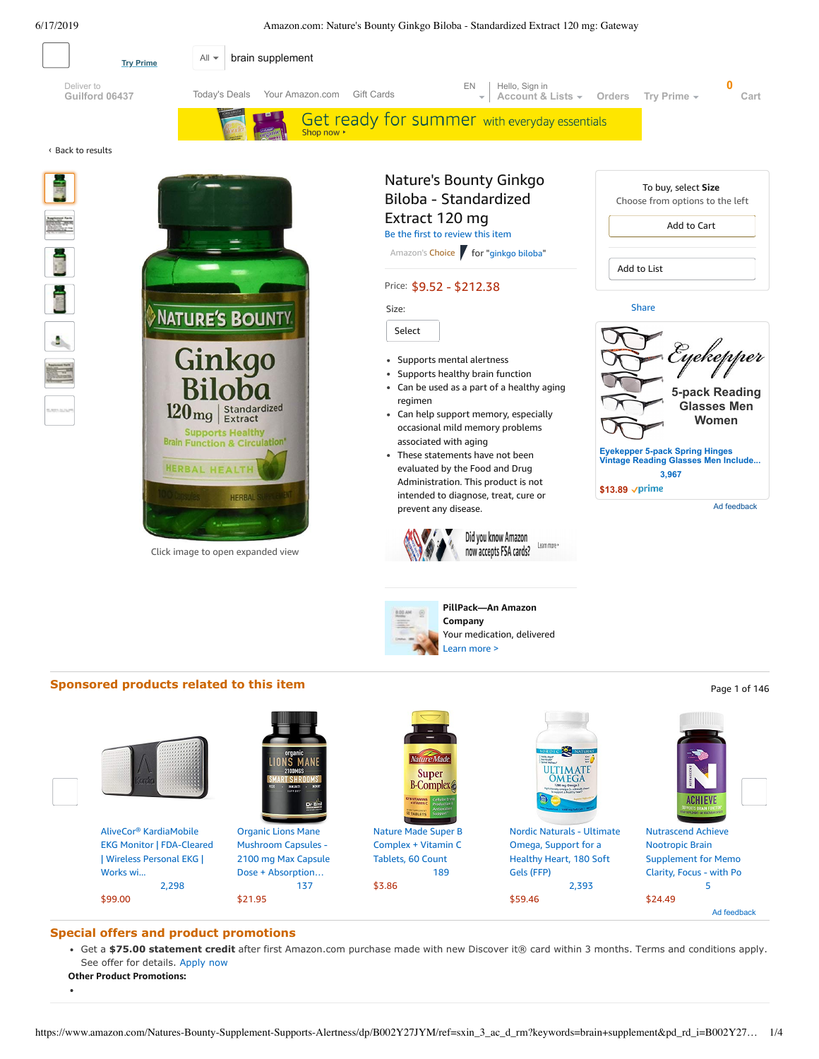Try Prime

All ▾ brain supplement

Deliver to
Guilford 06437

Today's Deals   Your Amazon.com   Gift Cards

EN   Hello, Sign in
Account & Lists ▾   Orders   Try Prime ▾   0 Cart

Get ready for summer with everyday essentials
Shop now ›

‹ Back to results

Click image to open expanded view

# Nature's Bounty Ginkgo Biloba - Standardized Extract 120 mg

Be the first to review this item

Amazon's Choice for "ginkgo biloba"

Price: $9.52 - $212.38

Size:

Select

- Supports mental alertness
- Supports healthy brain function
- Can be used as a part of a healthy aging regimen
- Can help support memory, especially occasional mild memory problems associated with aging
- These statements have not been evaluated by the Food and Drug Administration. This product is not intended to diagnose, treat, cure or prevent any disease.

Did you know Amazon now accepts FSA cards? Learn more ›

**PillPack—An Amazon Company**
Your medication, delivered
Learn more >

To buy, select **Size**
Choose from options to the left

Add to Cart

Add to List

Share

Eyekepper
5-pack Reading Glasses Men Women

Eyekepper 5-pack Spring Hinges Vintage Reading Glasses Men Include...
3,967
$13.89 ✓prime

Ad feedback

## Sponsored products related to this item

Page 1 of 146

| Product | Reviews | Price |
|---|---|---|
| AliveCor® KardiaMobile EKG Monitor \| FDA-Cleared \| Wireless Personal EKG \| Works wi... | 2,298 | $99.00 |
| Organic Lions Mane Mushroom Capsules - 2100 mg Max Capsule Dose + Absorption… | 137 | $21.95 |
| Nature Made Super B Complex + Vitamin C Tablets, 60 Count | 189 | $3.86 |
| Nordic Naturals - Ultimate Omega, Support for a Healthy Heart, 180 Soft Gels (FFP) | 2,393 | $59.46 |
| Nutrascend Achieve Nootropic Brain Supplement for Memo Clarity, Focus - with Po | 5 | $24.49 |

Ad feedback

## Special offers and product promotions

- Get a **$75.00 statement credit** after first Amazon.com purchase made with new Discover it® card within 3 months. Terms and conditions apply. See offer for details. Apply now

**Other Product Promotions:**

-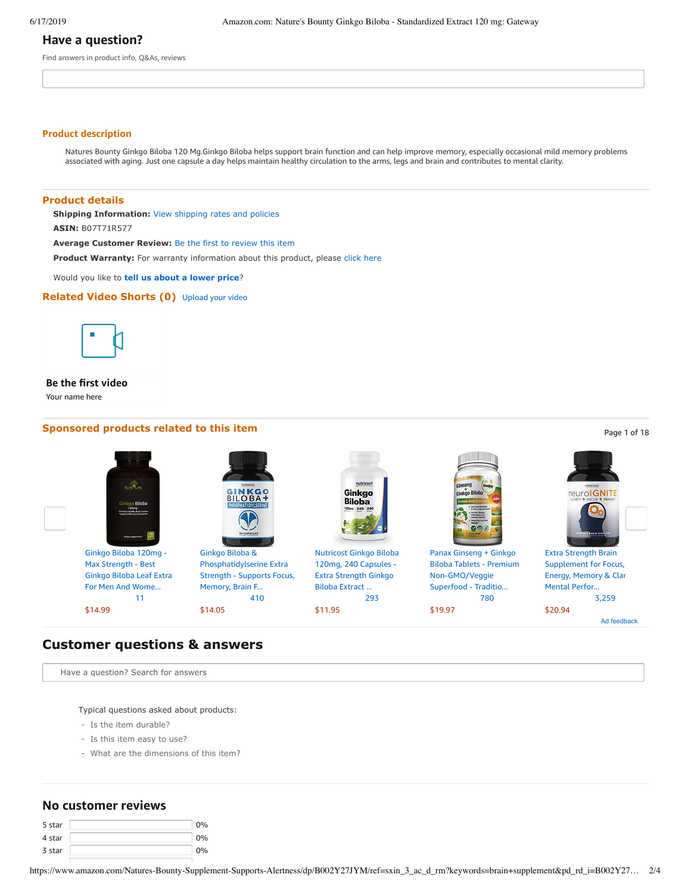## Have a question?

Find answers in product info, Q&As, reviews

### Product description

Natures Bounty Ginkgo Biloba 120 Mg.Ginkgo Biloba helps support brain function and can help improve memory, especially occasional mild memory problems associated with aging. Just one capsule a day helps maintain healthy circulation to the arms, legs and brain and contributes to mental clarity.

### Product details

**Shipping Information:** View shipping rates and policies

**ASIN:** B07T71R577

**Average Customer Review:** Be the first to review this item

**Product Warranty:** For warranty information about this product, please click here

Would you like to **tell us about a lower price**?

### Related Video Shorts (0)

Upload your video

**Be the first video**

Your name here

### Sponsored products related to this item

Page 1 of 18

- Ginkgo Biloba 120mg - Max Strength - Best Ginkgo Biloba Leaf Extra For Men And Wome... — 11 — $14.99
- Ginkgo Biloba & Phosphatidylserine Extra Strength - Supports Focus, Memory, Brain F... — 410 — $14.05
- Nutricost Ginkgo Biloba 120mg, 240 Capsules - Extra Strength Ginkgo Biloba Extract ... — 293 — $11.95
- Panax Ginseng + Ginkgo Biloba Tablets - Premium Non-GMO/Veggie Superfood - Traditio... — 780 — $19.97
- Extra Strength Brain Supplement for Focus, Energy, Memory & Clar Mental Perfor... — 3,259 — $20.94

Ad feedback

## Customer questions & answers

Have a question? Search for answers

Typical questions asked about products:

- Is the item durable?
- Is this item easy to use?
- What are the dimensions of this item?

## No customer reviews

| | |
|---|---|
| 5 star | 0% |
| 4 star | 0% |
| 3 star | 0% |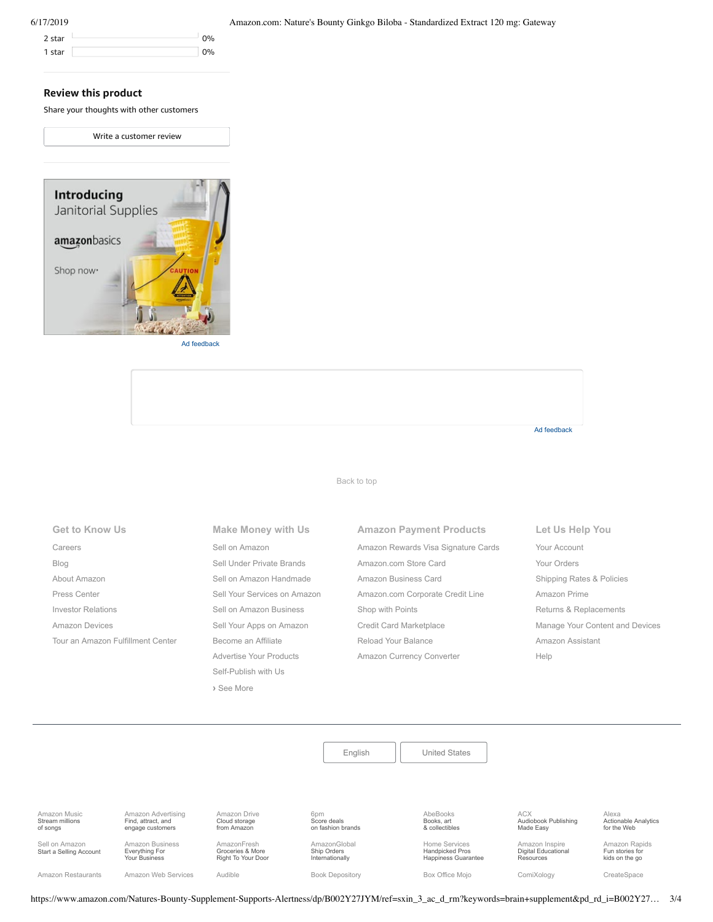| | |
|---|---|
| 2 star | 0% |
| 1 star | 0% |

## Review this product

Share your thoughts with other customers

Write a customer review

Introducing Janitorial Supplies

amazonbasics

Shop now›

Ad feedback

Ad feedback

Back to top

**Get to Know Us**

- Careers
- Blog
- About Amazon
- Press Center
- Investor Relations
- Amazon Devices
- Tour an Amazon Fulfillment Center

**Make Money with Us**

- Sell on Amazon
- Sell Under Private Brands
- Sell on Amazon Handmade
- Sell Your Services on Amazon
- Sell on Amazon Business
- Sell Your Apps on Amazon
- Become an Affiliate
- Advertise Your Products
- Self-Publish with Us
- › See More

**Amazon Payment Products**

- Amazon Rewards Visa Signature Cards
- Amazon.com Store Card
- Amazon Business Card
- Amazon.com Corporate Credit Line
- Shop with Points
- Credit Card Marketplace
- Reload Your Balance
- Amazon Currency Converter

**Let Us Help You**

- Your Account
- Your Orders
- Shipping Rates & Policies
- Amazon Prime
- Returns & Replacements
- Manage Your Content and Devices
- Amazon Assistant
- Help

English | United States

| | | | | | | |
|---|---|---|---|---|---|---|
| Amazon Music Stream millions of songs | Amazon Advertising Find, attract, and engage customers | Amazon Drive Cloud storage from Amazon | 6pm Score deals on fashion brands | AbeBooks Books, art & collectibles | ACX Audiobook Publishing Made Easy | Alexa Actionable Analytics for the Web |
| Sell on Amazon Start a Selling Account | Amazon Business Everything For Your Business | AmazonFresh Groceries & More Right To Your Door | AmazonGlobal Ship Orders Internationally | Home Services Handpicked Pros Happiness Guarantee | Amazon Inspire Digital Educational Resources | Amazon Rapids Fun stories for kids on the go |
| Amazon Restaurants | Amazon Web Services | Audible | Book Depository | Box Office Mojo | ComiXology | CreateSpace |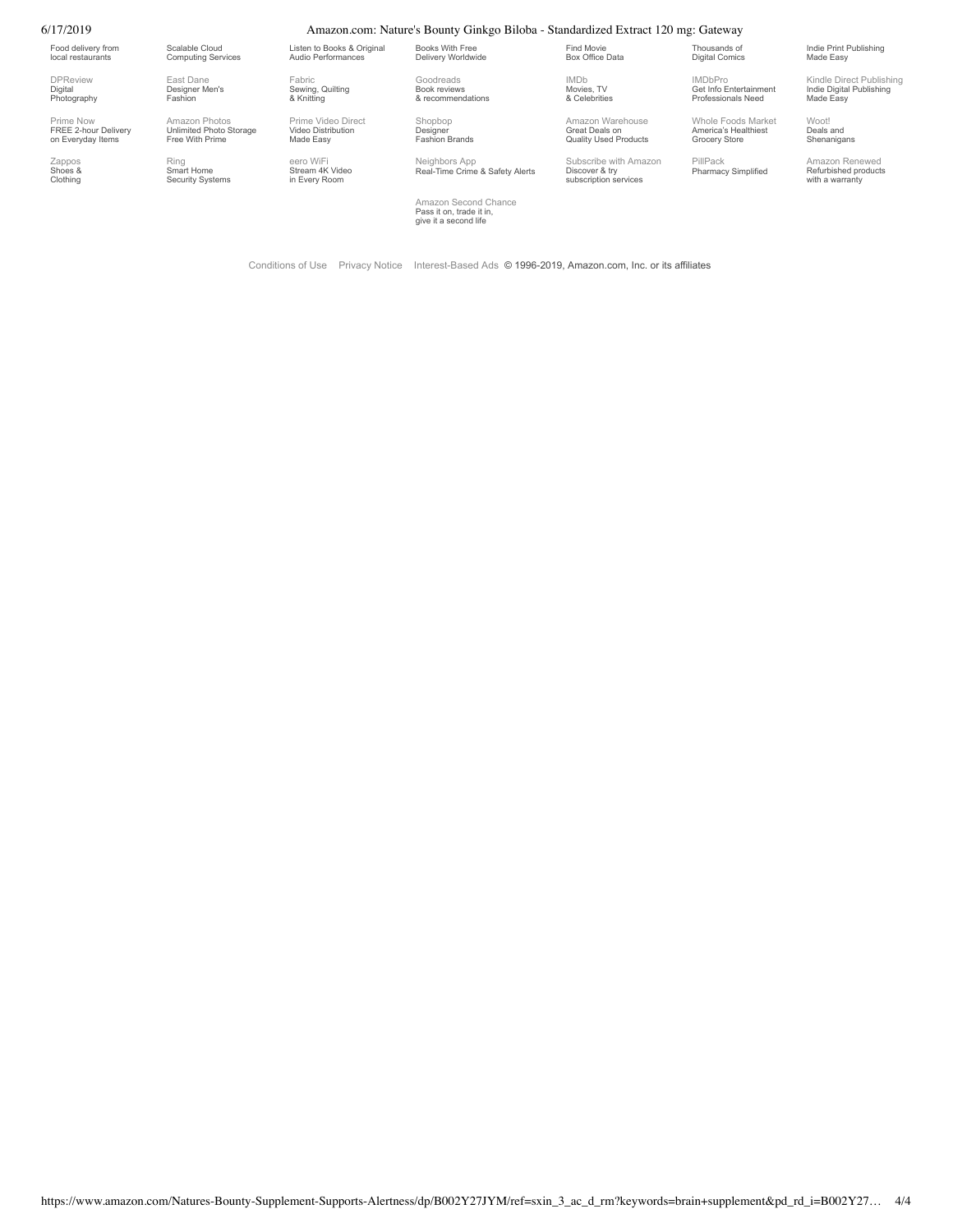Food delivery from local restaurants

Scalable Cloud Computing Services

Listen to Books & Original Audio Performances

Books With Free Delivery Worldwide

Find Movie Box Office Data

Thousands of Digital Comics

Indie Print Publishing Made Easy

DPReview Digital Photography

East Dane Designer Men's Fashion

Fabric Sewing, Quilting & Knitting

Goodreads Book reviews & recommendations

IMDb Movies, TV & Celebrities

IMDbPro Get Info Entertainment Professionals Need

Kindle Direct Publishing Indie Digital Publishing Made Easy

Prime Now FREE 2-hour Delivery on Everyday Items

Amazon Photos Unlimited Photo Storage Free With Prime

Prime Video Direct Video Distribution Made Easy

Shopbop Designer Fashion Brands

Amazon Warehouse Great Deals on Quality Used Products

Whole Foods Market America's Healthiest Grocery Store

Woot! Deals and Shenanigans

Zappos Shoes & Clothing

Ring Smart Home Security Systems

eero WiFi Stream 4K Video in Every Room

Neighbors App Real-Time Crime & Safety Alerts

Subscribe with Amazon Discover & try subscription services

PillPack Pharmacy Simplified

Amazon Renewed Refurbished products with a warranty

Amazon Second Chance Pass it on, trade it in, give it a second life

Conditions of Use Privacy Notice Interest-Based Ads © 1996-2019, Amazon.com, Inc. or its affiliates